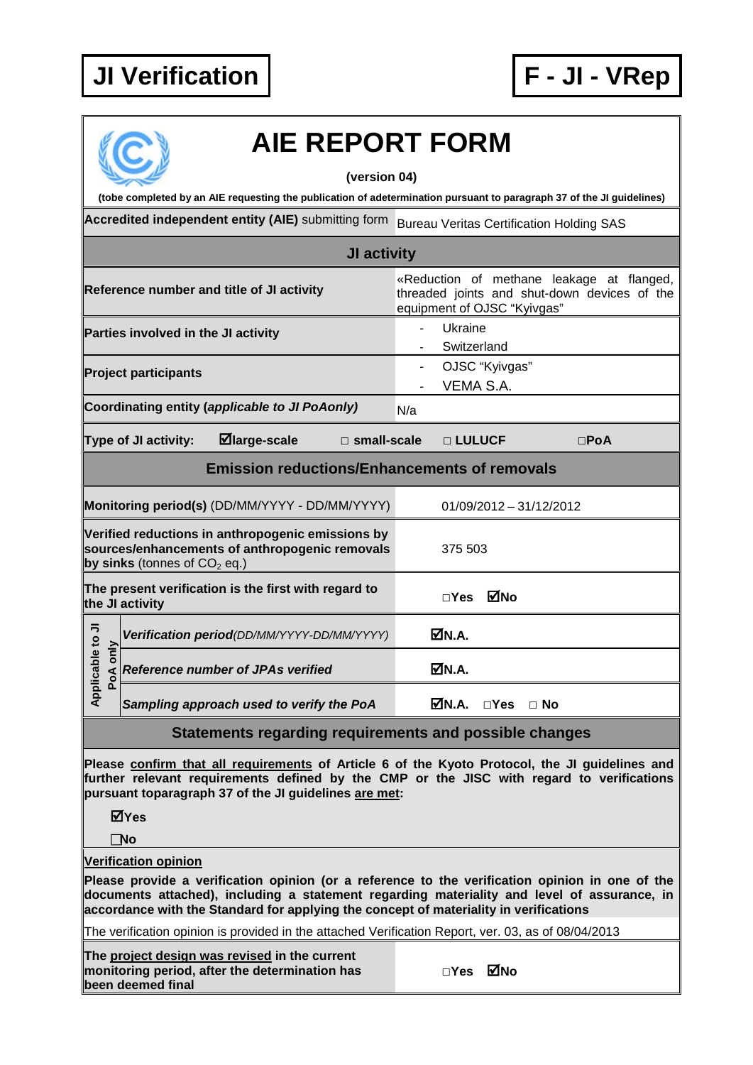**JI Verification** | **F - JI - VRep**

# AIE REPORT FORM

**(version 04)**

**(tobe completed by an AIE requesting the publication of adetermination pursuant to paragraph 37 of the JI guidelines)**

| **Accredited independent entity (AIE)** submitting form | Bureau Veritas Certification Holding SAS |
|---|---|
| **JI activity** | |
| **Reference number and title of JI activity** | «Reduction of methane leakage at flanged, threaded joints and shut-down devices of the equipment of OJSC "Kyivgas" |
| **Parties involved in the JI activity** | - Ukraine<br>- Switzerland |
| **Project participants** | - OJSC "Kyivgas"<br>- VEMA S.A. |
| **Coordinating entity (*applicable to JI PoAonly*)** | N/a |
| **Type of JI activity:** ☑**large-scale** □ **small-scale** □ **LULUCF** □**PoA** | |
| **Emission reductions/Enhancements of removals** | |
| **Monitoring period(s)** (DD/MM/YYYY - DD/MM/YYYY) | 01/09/2012 – 31/12/2012 |
| **Verified reductions in anthropogenic emissions by sources/enhancements of anthropogenic removals by sinks** (tonnes of $CO_2$ eq.) | 375 503 |
| **The present verification is the first with regard to the JI activity** | □Yes ☑No |
| *Applicable to JI PoA only* – ***Verification period****(DD/MM/YYYY-DD/MM/YYYY)* | ☑**N.A.** |
| *Applicable to JI PoA only* – ***Reference number of JPAs verified*** | ☑**N.A.** |
| *Applicable to JI PoA only* – ***Sampling approach used to verify the PoA*** | ☑**N.A.** □**Yes** □ **No** |

## Statements regarding requirements and possible changes

**Please confirm that all requirements of Article 6 of the Kyoto Protocol, the JI guidelines and further relevant requirements defined by the CMP or the JISC with regard to verifications pursuant toparagraph 37 of the JI guidelines are met:**

☑**Yes**

□**No**

**Verification opinion**

**Please provide a verification opinion (or a reference to the verification opinion in one of the documents attached), including a statement regarding materiality and level of assurance, in accordance with the Standard for applying the concept of materiality in verifications**

The verification opinion is provided in the attached Verification Report, ver. 03, as of 08/04/2013

| **The project design was revised in the current monitoring period, after the determination has been deemed final** | □Yes ☑No |
|---|---|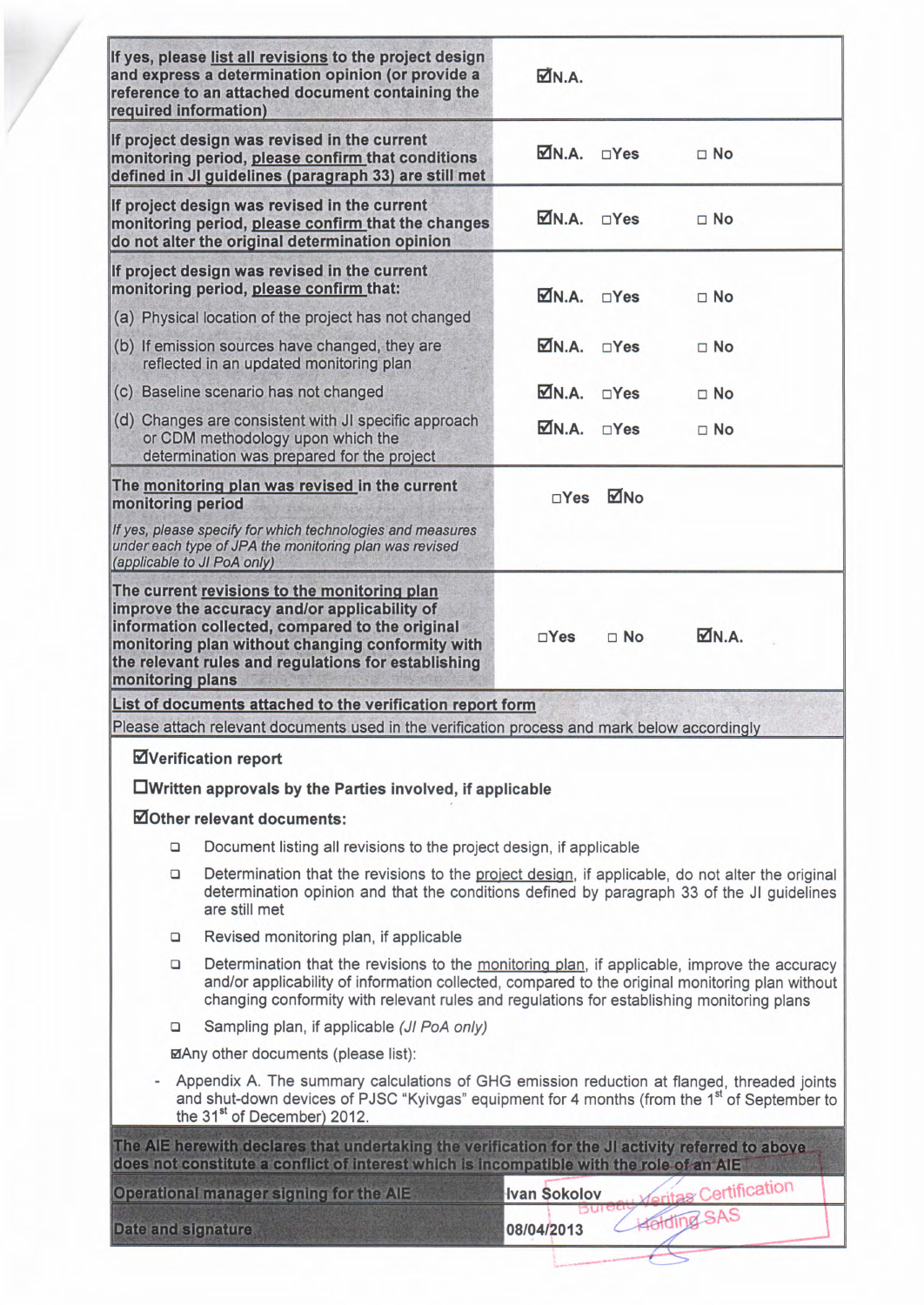| | |
|---|---|
| If yes, please list all revisions to the project design and express a determination opinion (or provide a reference to an attached document containing the required information) | ☑N.A. |
| If project design was revised in the current monitoring period, please confirm that conditions defined in JI guidelines (paragraph 33) are still met | ☑N.A. ☐Yes ☐ No |
| If project design was revised in the current monitoring period, please confirm that the changes do not alter the original determination opinion | ☑N.A. ☐Yes ☐ No |
| If project design was revised in the current monitoring period, please confirm that: | |
| (a) Physical location of the project has not changed | ☑N.A. ☐Yes ☐ No |
| (b) If emission sources have changed, they are reflected in an updated monitoring plan | ☑N.A. ☐Yes ☐ No |
| (c) Baseline scenario has not changed | ☑N.A. ☐Yes ☐ No |
| (d) Changes are consistent with JI specific approach or CDM methodology upon which the determination was prepared for the project | ☑N.A. ☐Yes ☐ No |
| The monitoring plan was revised in the current monitoring period<br>*If yes, please specify for which technologies and measures under each type of JPA the monitoring plan was revised (applicable to JI PoA only)* | ☐Yes ☑No |
| The current revisions to the monitoring plan improve the accuracy and/or applicability of information collected, compared to the original monitoring plan without changing conformity with the relevant rules and regulations for establishing monitoring plans | ☐Yes ☐ No ☑N.A. |

**List of documents attached to the verification report form**

Please attach relevant documents used in the verification process and mark below accordingly

☑**Verification report**

☐**Written approvals by the Parties involved, if applicable**

☑**Other relevant documents:**

- ☐ Document listing all revisions to the project design, if applicable
- ☐ Determination that the revisions to the project design, if applicable, do not alter the original determination opinion and that the conditions defined by paragraph 33 of the JI guidelines are still met
- ☐ Revised monitoring plan, if applicable
- ☐ Determination that the revisions to the monitoring plan, if applicable, improve the accuracy and/or applicability of information collected, compared to the original monitoring plan without changing conformity with relevant rules and regulations for establishing monitoring plans
- ☐ Sampling plan, if applicable *(JI PoA only)*

☑Any other documents (please list):

- Appendix A. The summary calculations of GHG emission reduction at flanged, threaded joints and shut-down devices of PJSC "Kyivgas" equipment for 4 months (from the 1st of September to the 31st of December) 2012.

**The AIE herewith declares that undertaking the verification for the JI activity referred to above does not constitute a conflict of interest which is incompatible with the role of an AIE**

| | |
|---|---|
| Operational manager signing for the AIE | Ivan Sokolov |
| Date and signature | 08/04/2013 |

Bureau Veritas Certification Holding SAS